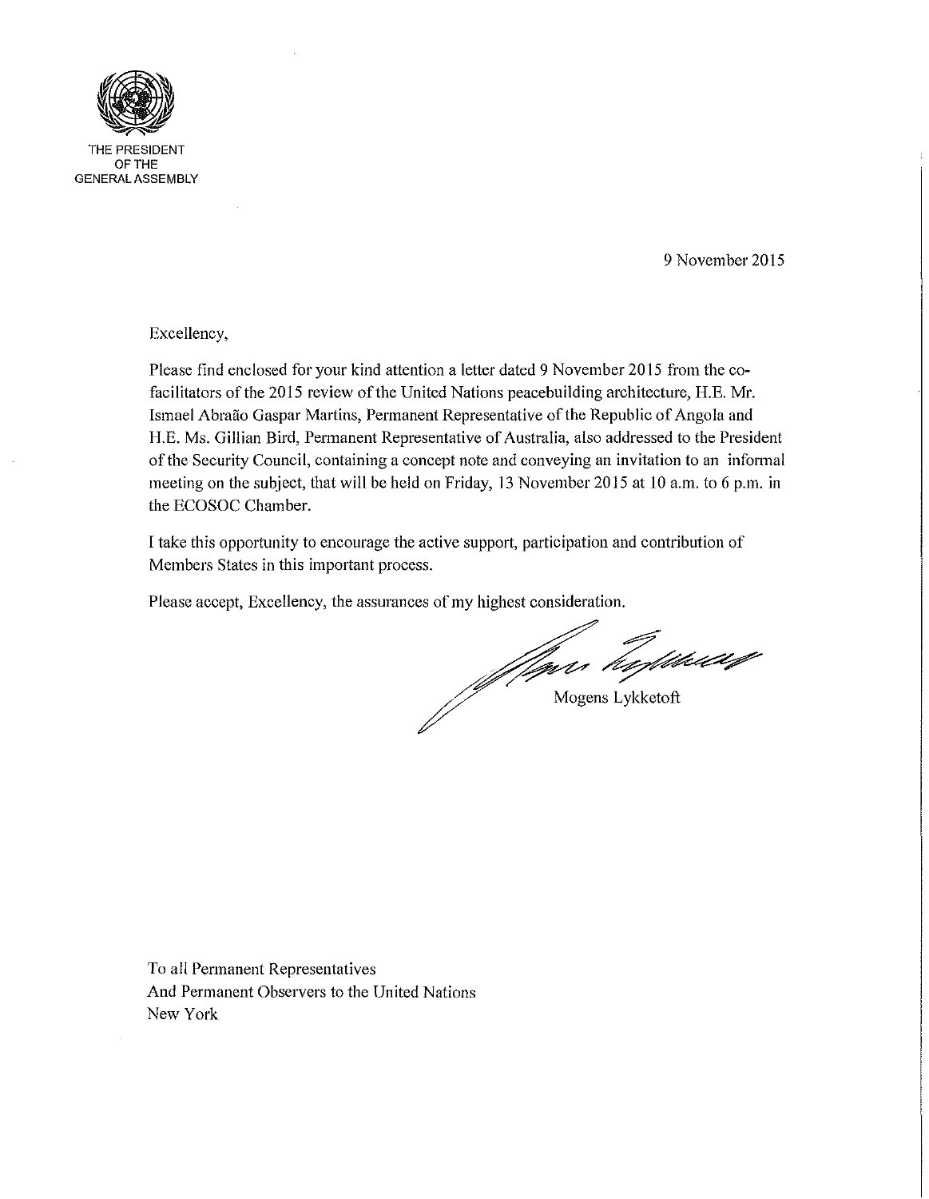THE PRESIDENT
OF THE
GENERAL ASSEMBLY

9 November 2015

Excellency,

Please find enclosed for your kind attention a letter dated 9 November 2015 from the co-facilitators of the 2015 review of the United Nations peacebuilding architecture, H.E. Mr. Ismael Abraão Gaspar Martins, Permanent Representative of the Republic of Angola and H.E. Ms. Gillian Bird, Permanent Representative of Australia, also addressed to the President of the Security Council, containing a concept note and conveying an invitation to an informal meeting on the subject, that will be held on Friday, 13 November 2015 at 10 a.m. to 6 p.m. in the ECOSOC Chamber.

I take this opportunity to encourage the active support, participation and contribution of Members States in this important process.

Please accept, Excellency, the assurances of my highest consideration.

Mogens Lykketoft

To all Permanent Representatives
And Permanent Observers to the United Nations
New York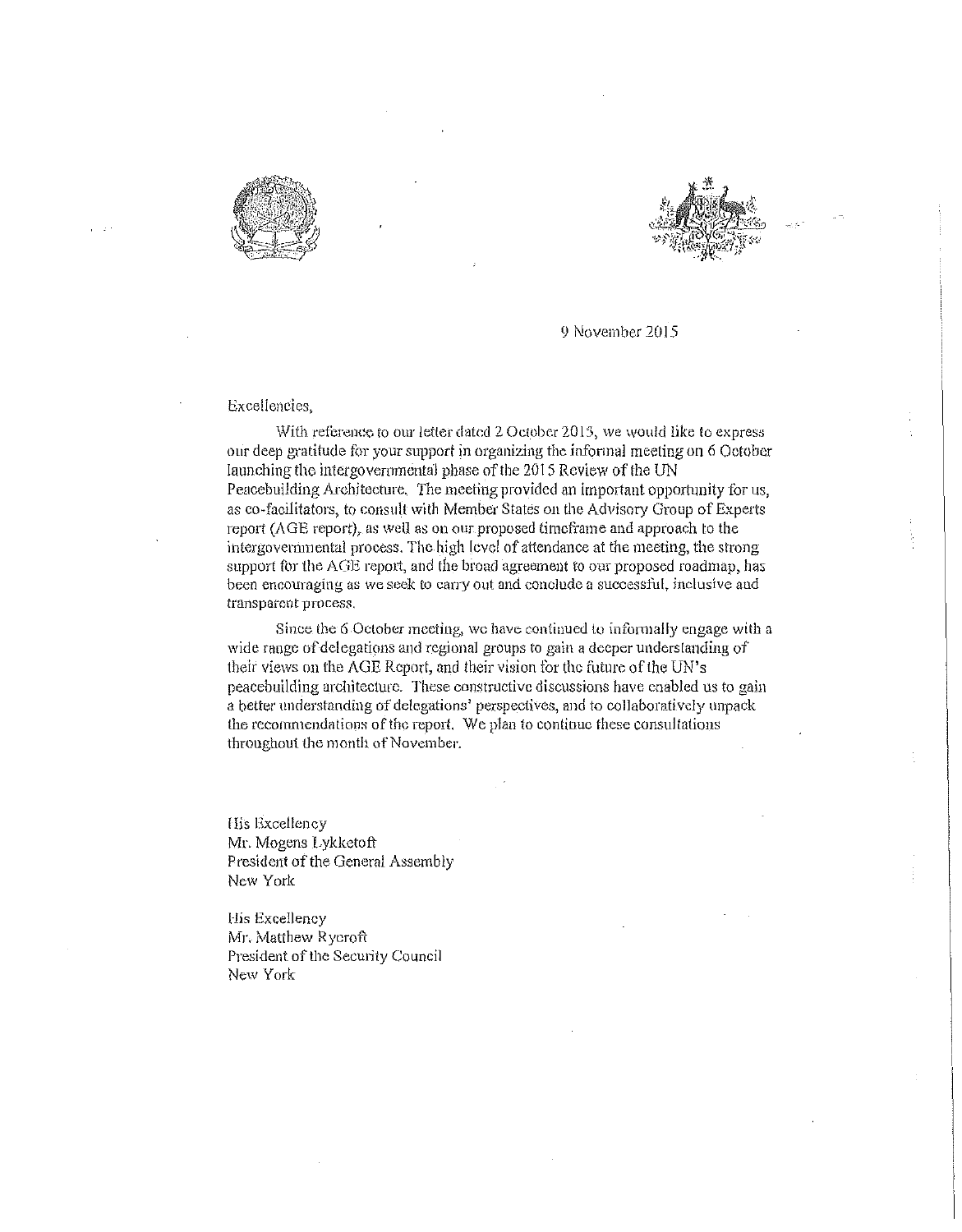9 November 2015

Excellencies,

With reference to our letter dated 2 October 2015, we would like to express our deep gratitude for your support in organizing the informal meeting on 6 October launching the intergovernmental phase of the 2015 Review of the UN Peacebuilding Architecture. The meeting provided an important opportunity for us, as co-facilitators, to consult with Member States on the Advisory Group of Experts report (AGE report), as well as on our proposed timeframe and approach to the intergovernmental process. The high level of attendance at the meeting, the strong support for the AGE report, and the broad agreement to our proposed roadmap, has been encouraging as we seek to carry out and conclude a successful, inclusive and transparent process.

Since the 6 October meeting, we have continued to informally engage with a wide range of delegations and regional groups to gain a deeper understanding of their views on the AGE Report, and their vision for the future of the UN's peacebuilding architecture. These constructive discussions have enabled us to gain a better understanding of delegations' perspectives, and to collaboratively unpack the recommendations of the report. We plan to continue these consultations throughout the month of November.

His Excellency
Mr. Mogens Lykketoft
President of the General Assembly
New York

His Excellency
Mr. Matthew Rycroft
President of the Security Council
New York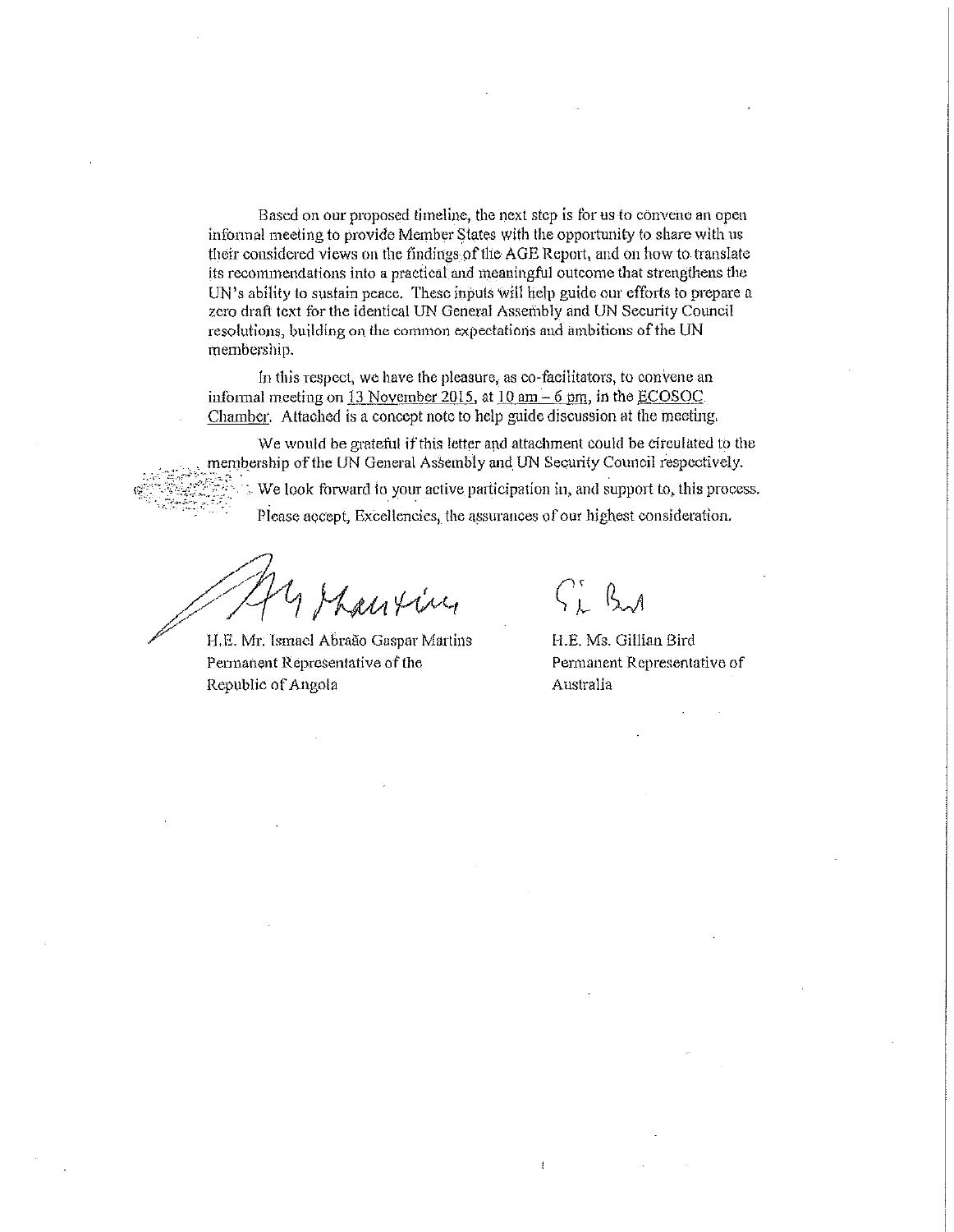Based on our proposed timeline, the next step is for us to convene an open informal meeting to provide Member States with the opportunity to share with us their considered views on the findings of the AGE Report, and on how to translate its recommendations into a practical and meaningful outcome that strengthens the UN's ability to sustain peace. These inputs will help guide our efforts to prepare a zero draft text for the identical UN General Assembly and UN Security Council resolutions, building on the common expectations and ambitions of the UN membership.

In this respect, we have the pleasure, as co-facilitators, to convene an informal meeting on 13 November 2015, at 10 am – 6 pm, in the ECOSOC Chamber. Attached is a concept note to help guide discussion at the meeting.

We would be grateful if this letter and attachment could be circulated to the membership of the UN General Assembly and UN Security Council respectively.

We look forward to your active participation in, and support to, this process.

Please accept, Excellencies, the assurances of our highest consideration.

H.E. Mr. Ismael Abraão Gaspar Martins
Permanent Representative of the
Republic of Angola

H.E. Ms. Gillian Bird
Permanent Representative of
Australia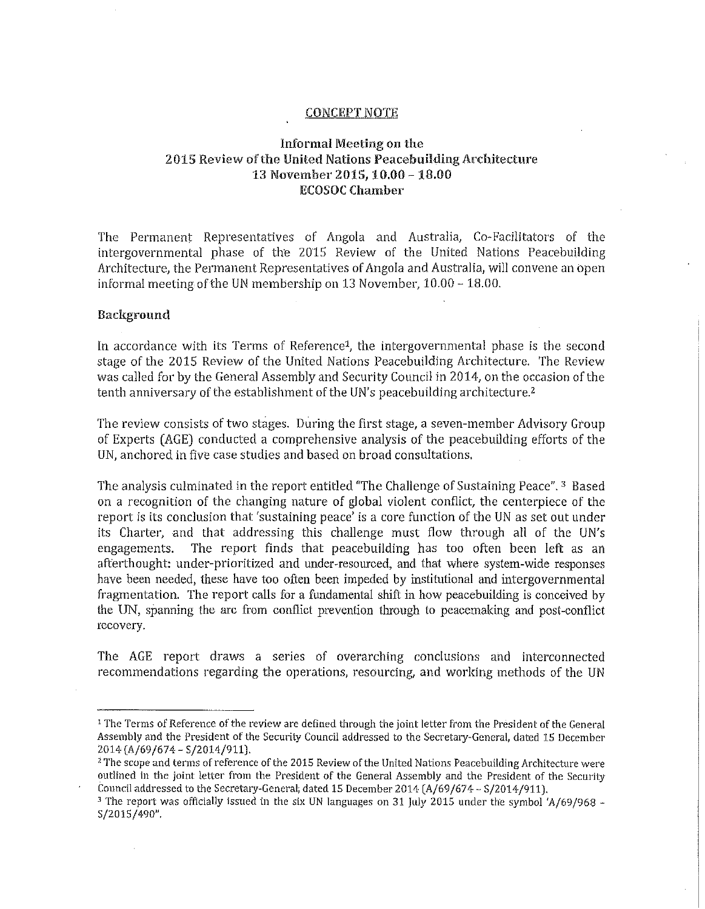CONCEPT NOTE

## Informal Meeting on the 2015 Review of the United Nations Peacebuilding Architecture 13 November 2015, 10.00 – 18.00 ECOSOC Chamber

The Permanent Representatives of Angola and Australia, Co-Facilitators of the intergovernmental phase of the 2015 Review of the United Nations Peacebuilding Architecture, the Permanent Representatives of Angola and Australia, will convene an open informal meeting of the UN membership on 13 November, 10.00 – 18.00.

### Background

In accordance with its Terms of Reference[1], the intergovernmental phase is the second stage of the 2015 Review of the United Nations Peacebuilding Architecture. The Review was called for by the General Assembly and Security Council in 2014, on the occasion of the tenth anniversary of the establishment of the UN's peacebuilding architecture.[2]

The review consists of two stages. During the first stage, a seven-member Advisory Group of Experts (AGE) conducted a comprehensive analysis of the peacebuilding efforts of the UN, anchored in five case studies and based on broad consultations.

The analysis culminated in the report entitled "The Challenge of Sustaining Peace".[3] Based on a recognition of the changing nature of global violent conflict, the centerpiece of the report is its conclusion that 'sustaining peace' is a core function of the UN as set out under its Charter, and that addressing this challenge must flow through all of the UN's engagements. The report finds that peacebuilding has too often been left as an afterthought: under-prioritized and under-resourced, and that where system-wide responses have been needed, these have too often been impeded by institutional and intergovernmental fragmentation. The report calls for a fundamental shift in how peacebuilding is conceived by the UN, spanning the arc from conflict prevention through to peacemaking and post-conflict recovery.

The AGE report draws a series of overarching conclusions and interconnected recommendations regarding the operations, resourcing, and working methods of the UN

---

[1] The Terms of Reference of the review are defined through the joint letter from the President of the General Assembly and the President of the Security Council addressed to the Secretary-General, dated 15 December 2014 (A/69/674 – S/2014/911).

[2] The scope and terms of reference of the 2015 Review of the United Nations Peacebuilding Architecture were outlined in the joint letter from the President of the General Assembly and the President of the Security Council addressed to the Secretary-General, dated 15 December 2014 (A/69/674 – S/2014/911).

[3] The report was officially issued in the six UN languages on 31 July 2015 under the symbol 'A/69/968 – S/2015/490".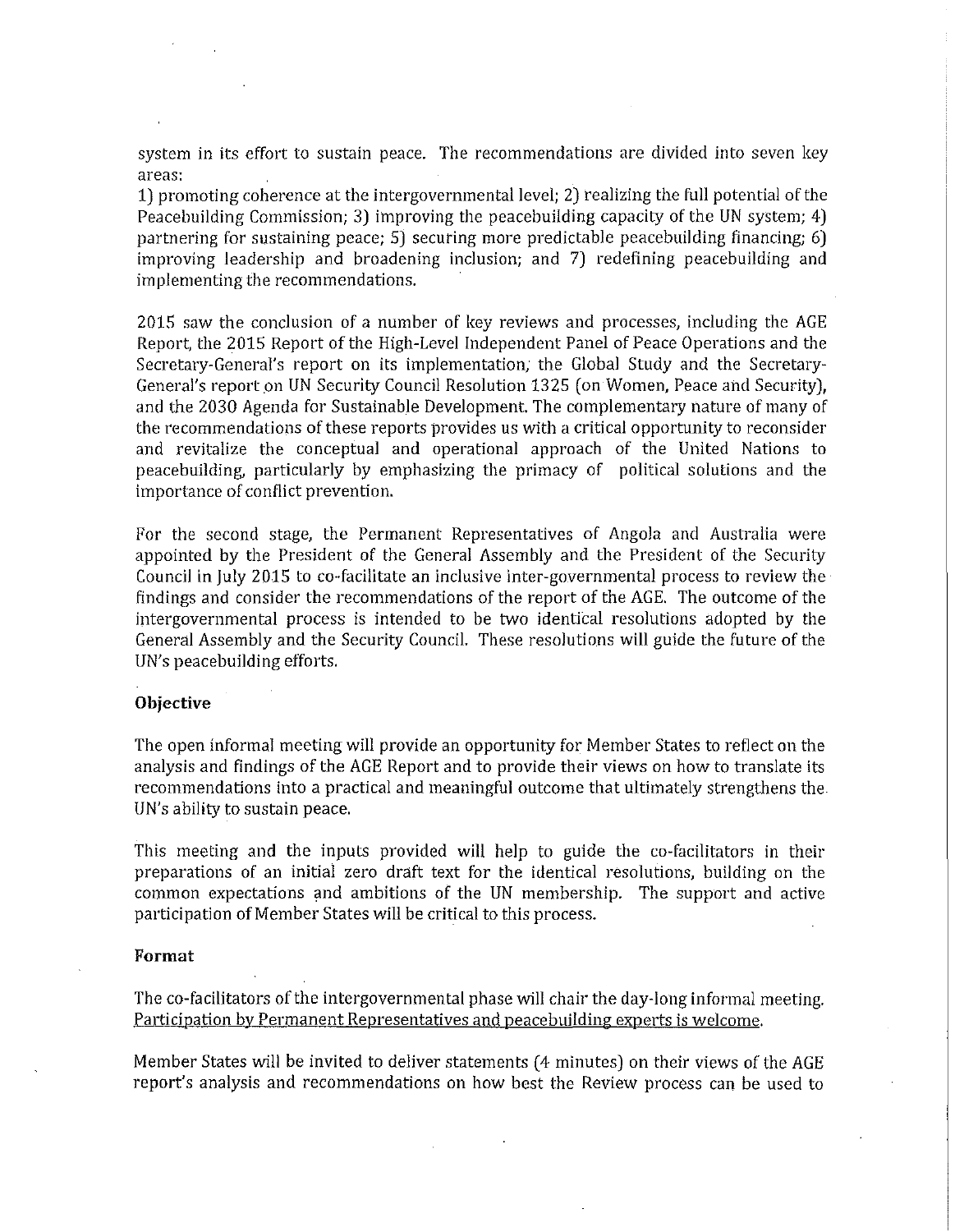system in its effort to sustain peace. The recommendations are divided into seven key areas:

1) promoting coherence at the intergovernmental level; 2) realizing the full potential of the Peacebuilding Commission; 3) improving the peacebuilding capacity of the UN system; 4) partnering for sustaining peace; 5) securing more predictable peacebuilding financing; 6) improving leadership and broadening inclusion; and 7) redefining peacebuilding and implementing the recommendations.

2015 saw the conclusion of a number of key reviews and processes, including the AGE Report, the 2015 Report of the High-Level Independent Panel of Peace Operations and the Secretary-General's report on its implementation, the Global Study and the Secretary-General's report on UN Security Council Resolution 1325 (on Women, Peace and Security), and the 2030 Agenda for Sustainable Development. The complementary nature of many of the recommendations of these reports provides us with a critical opportunity to reconsider and revitalize the conceptual and operational approach of the United Nations to peacebuilding, particularly by emphasizing the primacy of political solutions and the importance of conflict prevention.

For the second stage, the Permanent Representatives of Angola and Australia were appointed by the President of the General Assembly and the President of the Security Council in July 2015 to co-facilitate an inclusive inter-governmental process to review the findings and consider the recommendations of the report of the AGE. The outcome of the intergovernmental process is intended to be two identical resolutions adopted by the General Assembly and the Security Council. These resolutions will guide the future of the UN's peacebuilding efforts.

**Objective**

The open informal meeting will provide an opportunity for Member States to reflect on the analysis and findings of the AGE Report and to provide their views on how to translate its recommendations into a practical and meaningful outcome that ultimately strengthens the UN's ability to sustain peace.

This meeting and the inputs provided will help to guide the co-facilitators in their preparations of an initial zero draft text for the identical resolutions, building on the common expectations and ambitions of the UN membership. The support and active participation of Member States will be critical to this process.

**Format**

The co-facilitators of the intergovernmental phase will chair the day-long informal meeting. Participation by Permanent Representatives and peacebuilding experts is welcome.

Member States will be invited to deliver statements (4 minutes) on their views of the AGE report's analysis and recommendations on how best the Review process can be used to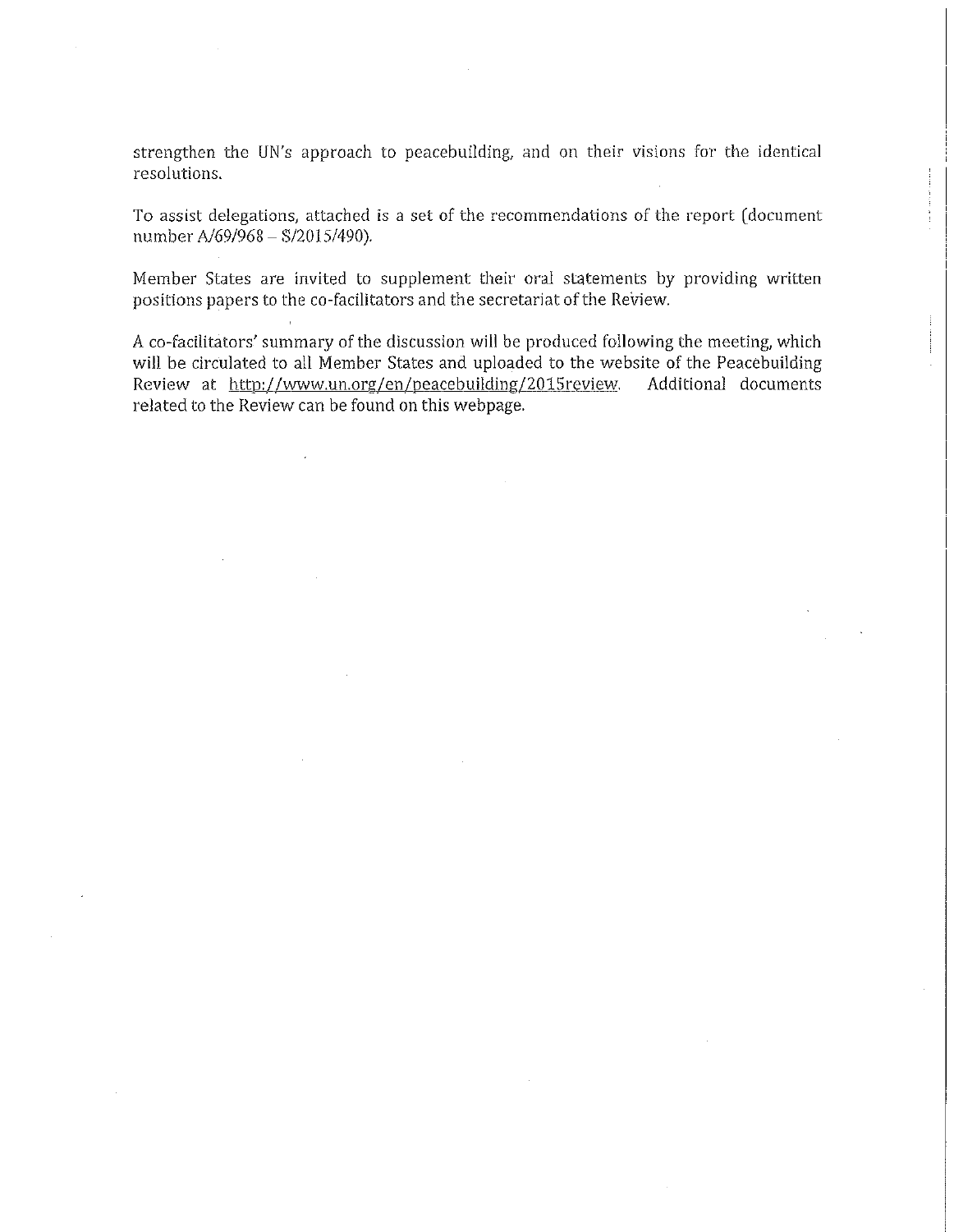strengthen the UN's approach to peacebuilding, and on their visions for the identical resolutions.

To assist delegations, attached is a set of the recommendations of the report (document number A/69/968 – S/2015/490).

Member States are invited to supplement their oral statements by providing written positions papers to the co-facilitators and the secretariat of the Review.

A co-facilitators' summary of the discussion will be produced following the meeting, which will be circulated to all Member States and uploaded to the website of the Peacebuilding Review at http://www.un.org/en/peacebuilding/2015review. Additional documents related to the Review can be found on this webpage.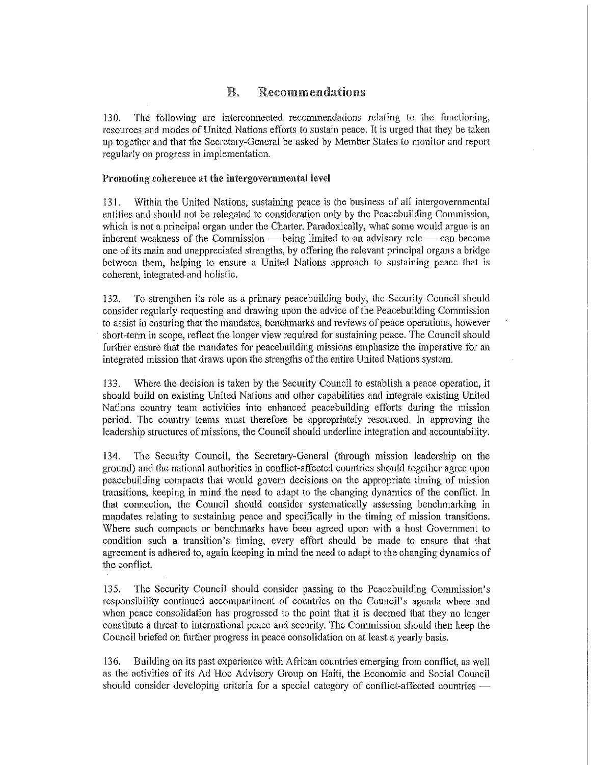## B. Recommendations

130. The following are interconnected recommendations relating to the functioning, resources and modes of United Nations efforts to sustain peace. It is urged that they be taken up together and that the Secretary-General be asked by Member States to monitor and report regularly on progress in implementation.

**Promoting coherence at the intergovernmental level**

131. Within the United Nations, sustaining peace is the business of all intergovernmental entities and should not be relegated to consideration only by the Peacebuilding Commission, which is not a principal organ under the Charter. Paradoxically, what some would argue is an inherent weakness of the Commission — being limited to an advisory role — can become one of its main and unappreciated strengths, by offering the relevant principal organs a bridge between them, helping to ensure a United Nations approach to sustaining peace that is coherent, integrated and holistic.

132. To strengthen its role as a primary peacebuilding body, the Security Council should consider regularly requesting and drawing upon the advice of the Peacebuilding Commission to assist in ensuring that the mandates, benchmarks and reviews of peace operations, however short-term in scope, reflect the longer view required for sustaining peace. The Council should further ensure that the mandates for peacebuilding missions emphasize the imperative for an integrated mission that draws upon the strengths of the entire United Nations system.

133. Where the decision is taken by the Security Council to establish a peace operation, it should build on existing United Nations and other capabilities and integrate existing United Nations country team activities into enhanced peacebuilding efforts during the mission period. The country teams must therefore be appropriately resourced. In approving the leadership structures of missions, the Council should underline integration and accountability.

134. The Security Council, the Secretary-General (through mission leadership on the ground) and the national authorities in conflict-affected countries should together agree upon peacebuilding compacts that would govern decisions on the appropriate timing of mission transitions, keeping in mind the need to adapt to the changing dynamics of the conflict. In that connection, the Council should consider systematically assessing benchmarking in mandates relating to sustaining peace and specifically in the timing of mission transitions. Where such compacts or benchmarks have been agreed upon with a host Government to condition such a transition's timing, every effort should be made to ensure that that agreement is adhered to, again keeping in mind the need to adapt to the changing dynamics of the conflict.

135. The Security Council should consider passing to the Peacebuilding Commission's responsibility continued accompaniment of countries on the Council's agenda where and when peace consolidation has progressed to the point that it is deemed that they no longer constitute a threat to international peace and security. The Commission should then keep the Council briefed on further progress in peace consolidation on at least a yearly basis.

136. Building on its past experience with African countries emerging from conflict, as well as the activities of its Ad Hoc Advisory Group on Haiti, the Economic and Social Council should consider developing criteria for a special category of conflict-affected countries —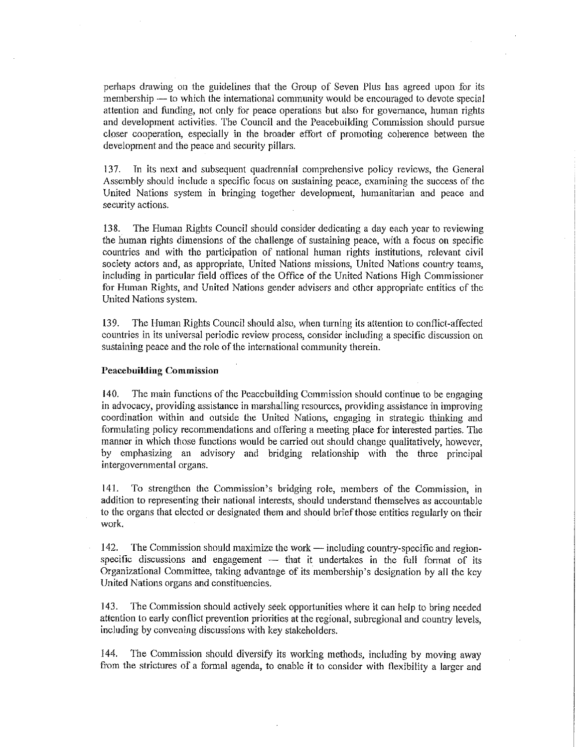perhaps drawing on the guidelines that the Group of Seven Plus has agreed upon for its membership — to which the international community would be encouraged to devote special attention and funding, not only for peace operations but also for governance, human rights and development activities. The Council and the Peacebuilding Commission should pursue closer cooperation, especially in the broader effort of promoting coherence between the development and the peace and security pillars.

137. In its next and subsequent quadrennial comprehensive policy reviews, the General Assembly should include a specific focus on sustaining peace, examining the success of the United Nations system in bringing together development, humanitarian and peace and security actions.

138. The Human Rights Council should consider dedicating a day each year to reviewing the human rights dimensions of the challenge of sustaining peace, with a focus on specific countries and with the participation of national human rights institutions, relevant civil society actors and, as appropriate, United Nations missions, United Nations country teams, including in particular field offices of the Office of the United Nations High Commissioner for Human Rights, and United Nations gender advisers and other appropriate entities of the United Nations system.

139. The Human Rights Council should also, when turning its attention to conflict-affected countries in its universal periodic review process, consider including a specific discussion on sustaining peace and the role of the international community therein.

**Peacebuilding Commission**

140. The main functions of the Peacebuilding Commission should continue to be engaging in advocacy, providing assistance in marshalling resources, providing assistance in improving coordination within and outside the United Nations, engaging in strategic thinking and formulating policy recommendations and offering a meeting place for interested parties. The manner in which those functions would be carried out should change qualitatively, however, by emphasizing an advisory and bridging relationship with the three principal intergovernmental organs.

141. To strengthen the Commission's bridging role, members of the Commission, in addition to representing their national interests, should understand themselves as accountable to the organs that elected or designated them and should brief those entities regularly on their work.

142. The Commission should maximize the work — including country-specific and region-specific discussions and engagement — that it undertakes in the full format of its Organizational Committee, taking advantage of its membership's designation by all the key United Nations organs and constituencies.

143. The Commission should actively seek opportunities where it can help to bring needed attention to early conflict prevention priorities at the regional, subregional and country levels, including by convening discussions with key stakeholders.

144. The Commission should diversify its working methods, including by moving away from the strictures of a formal agenda, to enable it to consider with flexibility a larger and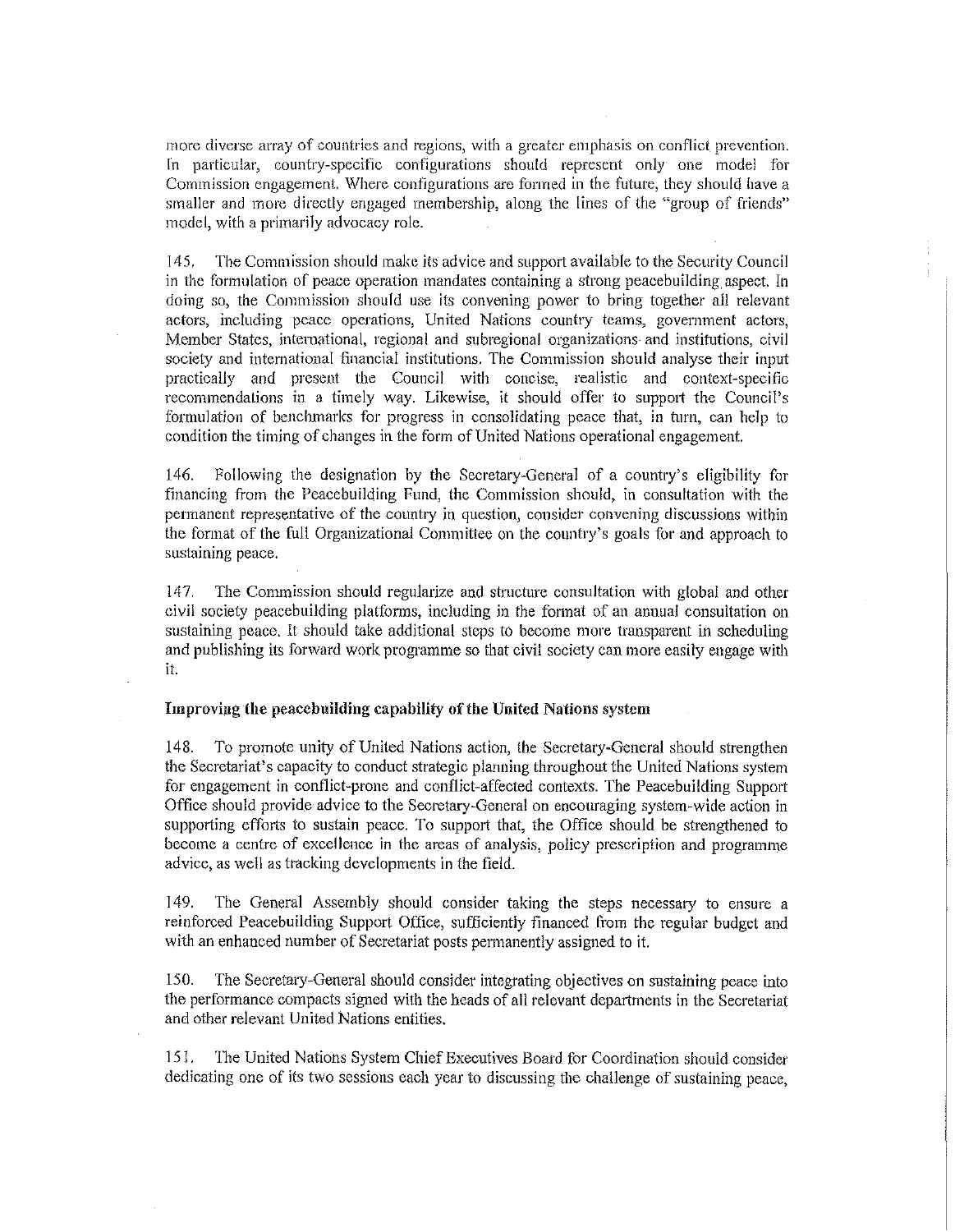more diverse array of countries and regions, with a greater emphasis on conflict prevention. In particular, country-specific configurations should represent only one model for Commission engagement. Where configurations are formed in the future, they should have a smaller and more directly engaged membership, along the lines of the "group of friends" model, with a primarily advocacy role.

145. The Commission should make its advice and support available to the Security Council in the formulation of peace operation mandates containing a strong peacebuilding aspect. In doing so, the Commission should use its convening power to bring together all relevant actors, including peace operations, United Nations country teams, government actors, Member States, international, regional and subregional organizations and institutions, civil society and international financial institutions. The Commission should analyse their input practically and present the Council with concise, realistic and context-specific recommendations in a timely way. Likewise, it should offer to support the Council's formulation of benchmarks for progress in consolidating peace that, in turn, can help to condition the timing of changes in the form of United Nations operational engagement.

146. Following the designation by the Secretary-General of a country's eligibility for financing from the Peacebuilding Fund, the Commission should, in consultation with the permanent representative of the country in question, consider convening discussions within the format of the full Organizational Committee on the country's goals for and approach to sustaining peace.

147. The Commission should regularize and structure consultation with global and other civil society peacebuilding platforms, including in the format of an annual consultation on sustaining peace. It should take additional steps to become more transparent in scheduling and publishing its forward work programme so that civil society can more easily engage with it.

**Improving the peacebuilding capability of the United Nations system**

148. To promote unity of United Nations action, the Secretary-General should strengthen the Secretariat's capacity to conduct strategic planning throughout the United Nations system for engagement in conflict-prone and conflict-affected contexts. The Peacebuilding Support Office should provide advice to the Secretary-General on encouraging system-wide action in supporting efforts to sustain peace. To support that, the Office should be strengthened to become a centre of excellence in the areas of analysis, policy prescription and programme advice, as well as tracking developments in the field.

149. The General Assembly should consider taking the steps necessary to ensure a reinforced Peacebuilding Support Office, sufficiently financed from the regular budget and with an enhanced number of Secretariat posts permanently assigned to it.

150. The Secretary-General should consider integrating objectives on sustaining peace into the performance compacts signed with the heads of all relevant departments in the Secretariat and other relevant United Nations entities.

151. The United Nations System Chief Executives Board for Coordination should consider dedicating one of its two sessions each year to discussing the challenge of sustaining peace,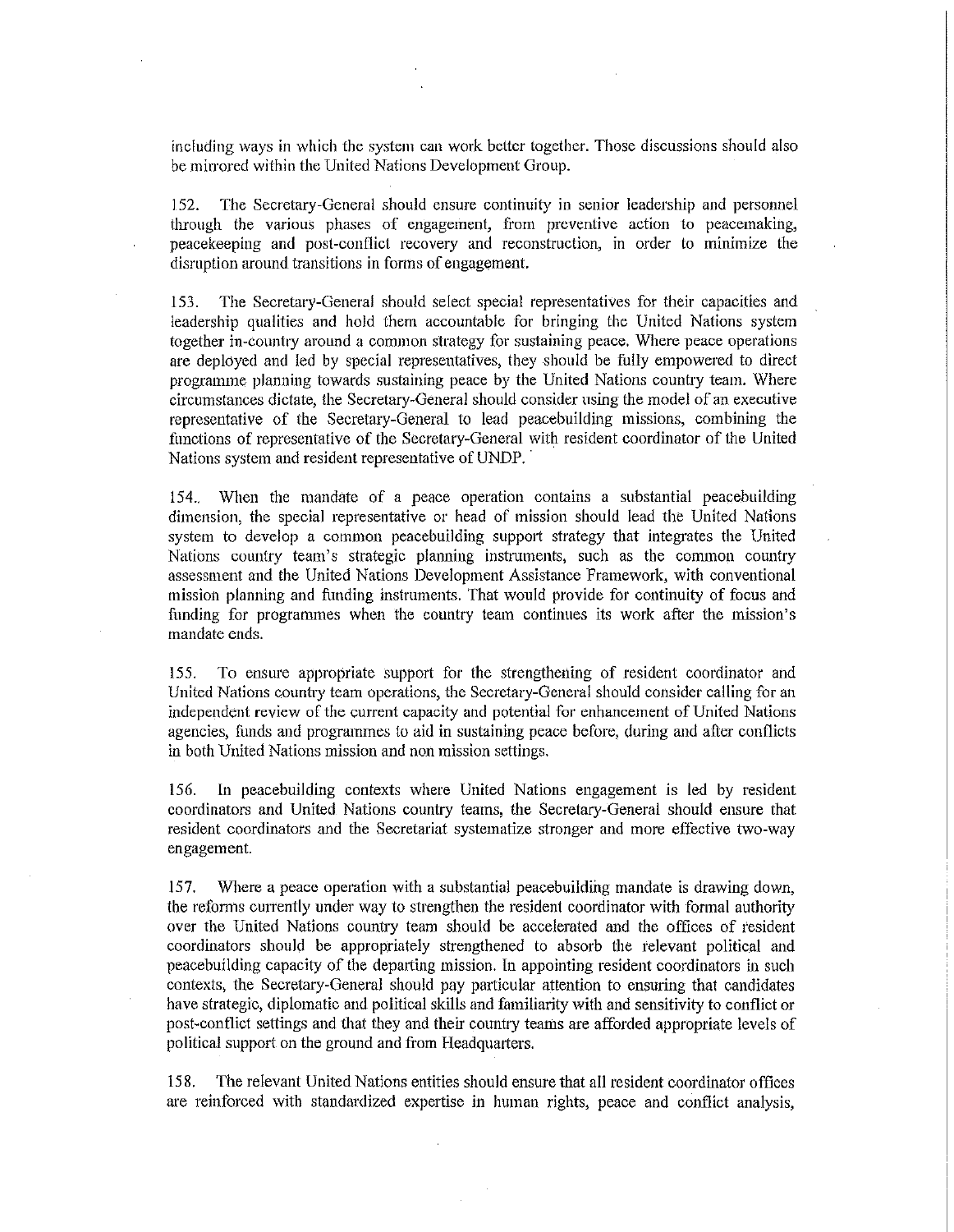including ways in which the system can work better together. Those discussions should also be mirrored within the United Nations Development Group.

152. The Secretary-General should ensure continuity in senior leadership and personnel through the various phases of engagement, from preventive action to peacemaking, peacekeeping and post-conflict recovery and reconstruction, in order to minimize the disruption around transitions in forms of engagement.

153. The Secretary-General should select special representatives for their capacities and leadership qualities and hold them accountable for bringing the United Nations system together in-country around a common strategy for sustaining peace. Where peace operations are deployed and led by special representatives, they should be fully empowered to direct programme planning towards sustaining peace by the United Nations country team. Where circumstances dictate, the Secretary-General should consider using the model of an executive representative of the Secretary-General to lead peacebuilding missions, combining the functions of representative of the Secretary-General with resident coordinator of the United Nations system and resident representative of UNDP.

154. When the mandate of a peace operation contains a substantial peacebuilding dimension, the special representative or head of mission should lead the United Nations system to develop a common peacebuilding support strategy that integrates the United Nations country team's strategic planning instruments, such as the common country assessment and the United Nations Development Assistance Framework, with conventional mission planning and funding instruments. That would provide for continuity of focus and funding for programmes when the country team continues its work after the mission's mandate ends.

155. To ensure appropriate support for the strengthening of resident coordinator and United Nations country team operations, the Secretary-General should consider calling for an independent review of the current capacity and potential for enhancement of United Nations agencies, funds and programmes to aid in sustaining peace before, during and after conflicts in both United Nations mission and non mission settings.

156. In peacebuilding contexts where United Nations engagement is led by resident coordinators and United Nations country teams, the Secretary-General should ensure that resident coordinators and the Secretariat systematize stronger and more effective two-way engagement.

157. Where a peace operation with a substantial peacebuilding mandate is drawing down, the reforms currently under way to strengthen the resident coordinator with formal authority over the United Nations country team should be accelerated and the offices of resident coordinators should be appropriately strengthened to absorb the relevant political and peacebuilding capacity of the departing mission. In appointing resident coordinators in such contexts, the Secretary-General should pay particular attention to ensuring that candidates have strategic, diplomatic and political skills and familiarity with and sensitivity to conflict or post-conflict settings and that they and their country teams are afforded appropriate levels of political support on the ground and from Headquarters.

158. The relevant United Nations entities should ensure that all resident coordinator offices are reinforced with standardized expertise in human rights, peace and conflict analysis,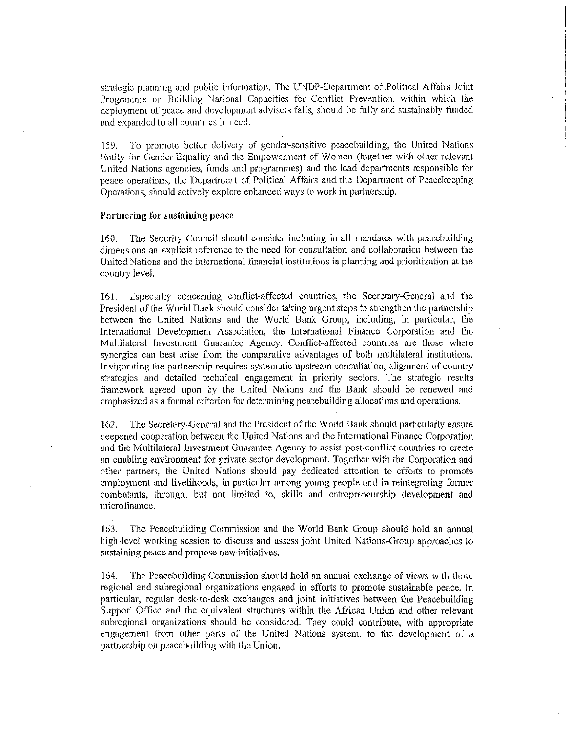strategic planning and public information. The UNDP-Department of Political Affairs Joint Programme on Building National Capacities for Conflict Prevention, within which the deployment of peace and development advisers falls, should be fully and sustainably funded and expanded to all countries in need.

159. To promote better delivery of gender-sensitive peacebuilding, the United Nations Entity for Gender Equality and the Empowerment of Women (together with other relevant United Nations agencies, funds and programmes) and the lead departments responsible for peace operations, the Department of Political Affairs and the Department of Peacekeeping Operations, should actively explore enhanced ways to work in partnership.

**Partnering for sustaining peace**

160. The Security Council should consider including in all mandates with peacebuilding dimensions an explicit reference to the need for consultation and collaboration between the United Nations and the international financial institutions in planning and prioritization at the country level.

161. Especially concerning conflict-affected countries, the Secretary-General and the President of the World Bank should consider taking urgent steps to strengthen the partnership between the United Nations and the World Bank Group, including, in particular, the International Development Association, the International Finance Corporation and the Multilateral Investment Guarantee Agency. Conflict-affected countries are those where synergies can best arise from the comparative advantages of both multilateral institutions. Invigorating the partnership requires systematic upstream consultation, alignment of country strategies and detailed technical engagement in priority sectors. The strategic results framework agreed upon by the United Nations and the Bank should be renewed and emphasized as a formal criterion for determining peacebuilding allocations and operations.

162. The Secretary-General and the President of the World Bank should particularly ensure deepened cooperation between the United Nations and the International Finance Corporation and the Multilateral Investment Guarantee Agency to assist post-conflict countries to create an enabling environment for private sector development. Together with the Corporation and other partners, the United Nations should pay dedicated attention to efforts to promote employment and livelihoods, in particular among young people and in reintegrating former combatants, through, but not limited to, skills and entrepreneurship development and microfinance.

163. The Peacebuilding Commission and the World Bank Group should hold an annual high-level working session to discuss and assess joint United Nations-Group approaches to sustaining peace and propose new initiatives.

164. The Peacebuilding Commission should hold an annual exchange of views with those regional and subregional organizations engaged in efforts to promote sustainable peace. In particular, regular desk-to-desk exchanges and joint initiatives between the Peacebuilding Support Office and the equivalent structures within the African Union and other relevant subregional organizations should be considered. They could contribute, with appropriate engagement from other parts of the United Nations system, to the development of a partnership on peacebuilding with the Union.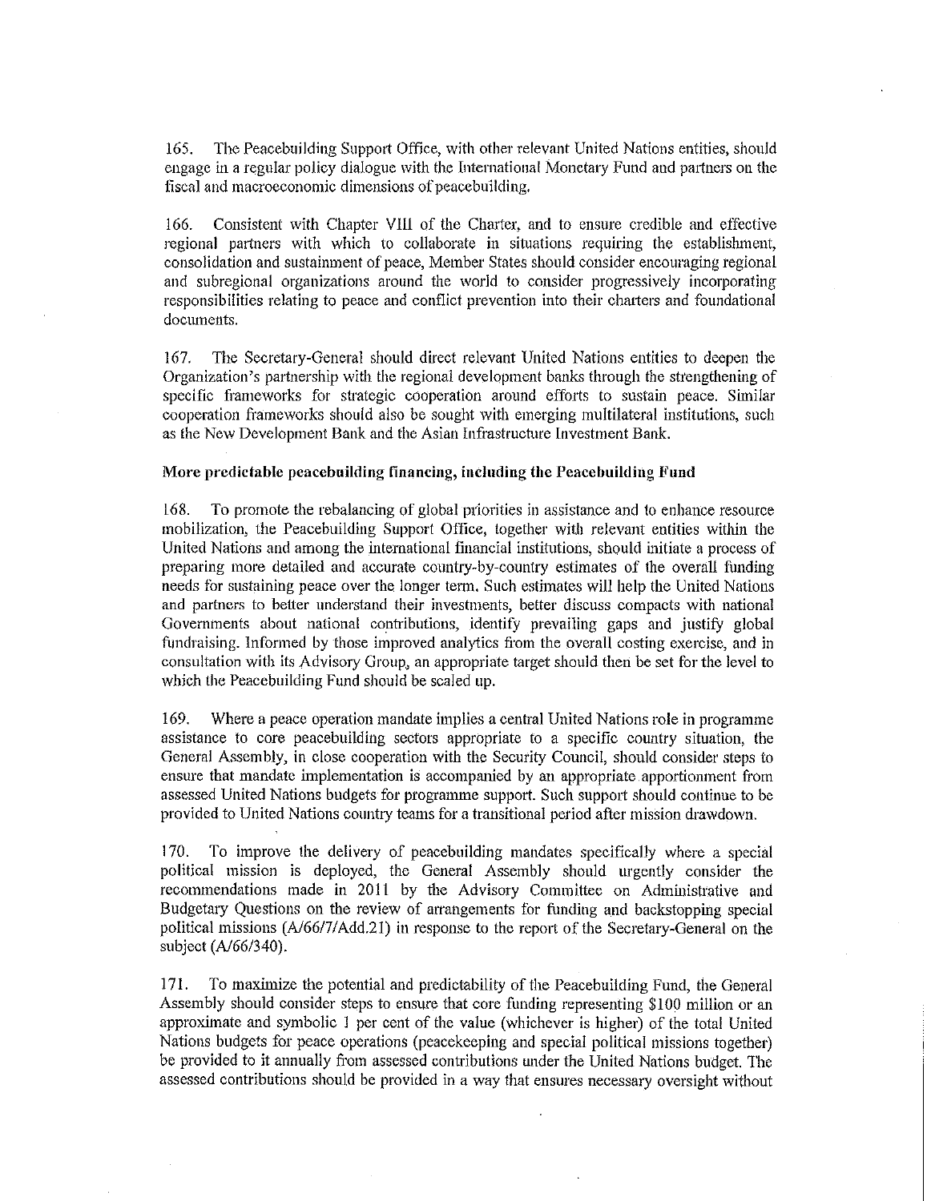165. The Peacebuilding Support Office, with other relevant United Nations entities, should engage in a regular policy dialogue with the International Monetary Fund and partners on the fiscal and macroeconomic dimensions of peacebuilding.

166. Consistent with Chapter VIII of the Charter, and to ensure credible and effective regional partners with which to collaborate in situations requiring the establishment, consolidation and sustainment of peace, Member States should consider encouraging regional and subregional organizations around the world to consider progressively incorporating responsibilities relating to peace and conflict prevention into their charters and foundational documents.

167. The Secretary-General should direct relevant United Nations entities to deepen the Organization's partnership with the regional development banks through the strengthening of specific frameworks for strategic cooperation around efforts to sustain peace. Similar cooperation frameworks should also be sought with emerging multilateral institutions, such as the New Development Bank and the Asian Infrastructure Investment Bank.

**More predictable peacebuilding financing, including the Peacebuilding Fund**

168. To promote the rebalancing of global priorities in assistance and to enhance resource mobilization, the Peacebuilding Support Office, together with relevant entities within the United Nations and among the international financial institutions, should initiate a process of preparing more detailed and accurate country-by-country estimates of the overall funding needs for sustaining peace over the longer term. Such estimates will help the United Nations and partners to better understand their investments, better discuss compacts with national Governments about national contributions, identify prevailing gaps and justify global fundraising. Informed by those improved analytics from the overall costing exercise, and in consultation with its Advisory Group, an appropriate target should then be set for the level to which the Peacebuilding Fund should be scaled up.

169. Where a peace operation mandate implies a central United Nations role in programme assistance to core peacebuilding sectors appropriate to a specific country situation, the General Assembly, in close cooperation with the Security Council, should consider steps to ensure that mandate implementation is accompanied by an appropriate apportionment from assessed United Nations budgets for programme support. Such support should continue to be provided to United Nations country teams for a transitional period after mission drawdown.

170. To improve the delivery of peacebuilding mandates specifically where a special political mission is deployed, the General Assembly should urgently consider the recommendations made in 2011 by the Advisory Committee on Administrative and Budgetary Questions on the review of arrangements for funding and backstopping special political missions (A/66/7/Add.21) in response to the report of the Secretary-General on the subject (A/66/340).

171. To maximize the potential and predictability of the Peacebuilding Fund, the General Assembly should consider steps to ensure that core funding representing $100 million or an approximate and symbolic 1 per cent of the value (whichever is higher) of the total United Nations budgets for peace operations (peacekeeping and special political missions together) be provided to it annually from assessed contributions under the United Nations budget. The assessed contributions should be provided in a way that ensures necessary oversight without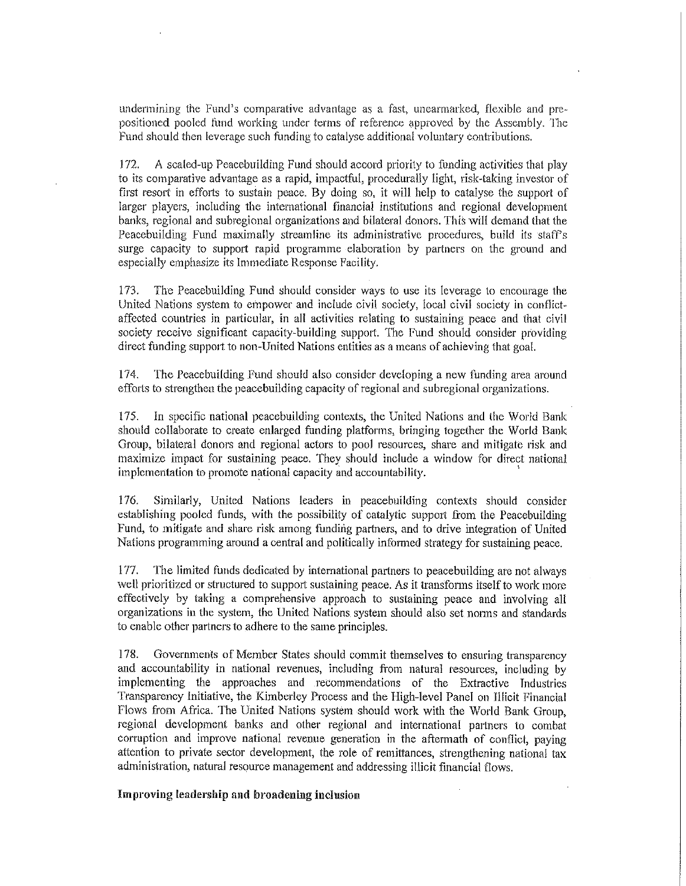undermining the Fund's comparative advantage as a fast, unearmarked, flexible and pre-positioned pooled fund working under terms of reference approved by the Assembly. The Fund should then leverage such funding to catalyse additional voluntary contributions.

172. A scaled-up Peacebuilding Fund should accord priority to funding activities that play to its comparative advantage as a rapid, impactful, procedurally light, risk-taking investor of first resort in efforts to sustain peace. By doing so, it will help to catalyse the support of larger players, including the international financial institutions and regional development banks, regional and subregional organizations and bilateral donors. This will demand that the Peacebuilding Fund maximally streamline its administrative procedures, build its staff's surge capacity to support rapid programme elaboration by partners on the ground and especially emphasize its Immediate Response Facility.

173. The Peacebuilding Fund should consider ways to use its leverage to encourage the United Nations system to empower and include civil society, local civil society in conflict-affected countries in particular, in all activities relating to sustaining peace and that civil society receive significant capacity-building support. The Fund should consider providing direct funding support to non-United Nations entities as a means of achieving that goal.

174. The Peacebuilding Fund should also consider developing a new funding area around efforts to strengthen the peacebuilding capacity of regional and subregional organizations.

175. In specific national peacebuilding contexts, the United Nations and the World Bank should collaborate to create enlarged funding platforms, bringing together the World Bank Group, bilateral donors and regional actors to pool resources, share and mitigate risk and maximize impact for sustaining peace. They should include a window for direct national implementation to promote national capacity and accountability.

176. Similarly, United Nations leaders in peacebuilding contexts should consider establishing pooled funds, with the possibility of catalytic support from the Peacebuilding Fund, to mitigate and share risk among funding partners, and to drive integration of United Nations programming around a central and politically informed strategy for sustaining peace.

177. The limited funds dedicated by international partners to peacebuilding are not always well prioritized or structured to support sustaining peace. As it transforms itself to work more effectively by taking a comprehensive approach to sustaining peace and involving all organizations in the system, the United Nations system should also set norms and standards to enable other partners to adhere to the same principles.

178. Governments of Member States should commit themselves to ensuring transparency and accountability in national revenues, including from natural resources, including by implementing the approaches and recommendations of the Extractive Industries Transparency Initiative, the Kimberley Process and the High-level Panel on Illicit Financial Flows from Africa. The United Nations system should work with the World Bank Group, regional development banks and other regional and international partners to combat corruption and improve national revenue generation in the aftermath of conflict, paying attention to private sector development, the role of remittances, strengthening national tax administration, natural resource management and addressing illicit financial flows.

**Improving leadership and broadening inclusion**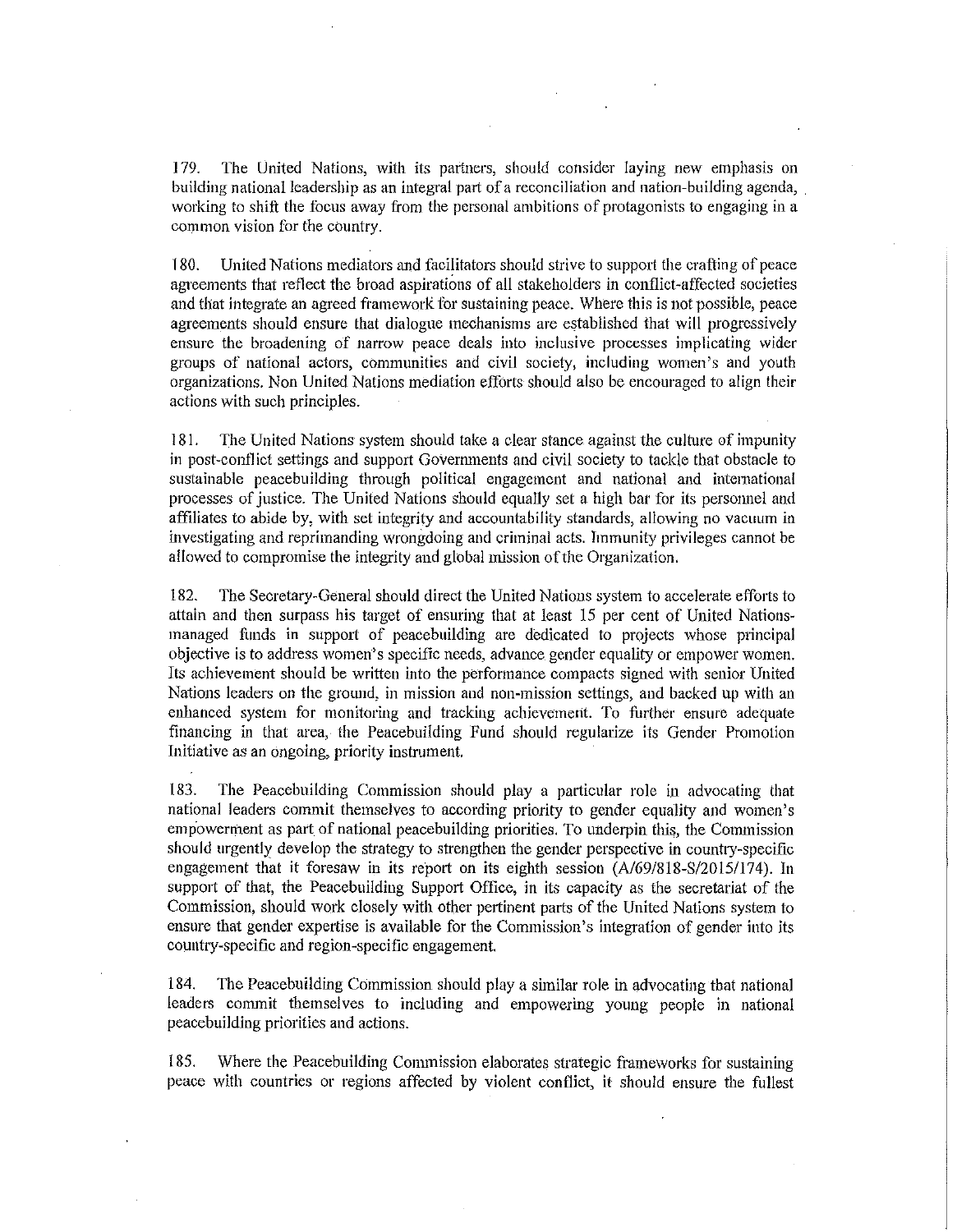179. The United Nations, with its partners, should consider laying new emphasis on building national leadership as an integral part of a reconciliation and nation-building agenda, working to shift the focus away from the personal ambitions of protagonists to engaging in a common vision for the country.

180. United Nations mediators and facilitators should strive to support the crafting of peace agreements that reflect the broad aspirations of all stakeholders in conflict-affected societies and that integrate an agreed framework for sustaining peace. Where this is not possible, peace agreements should ensure that dialogue mechanisms are established that will progressively ensure the broadening of narrow peace deals into inclusive processes implicating wider groups of national actors, communities and civil society, including women's and youth organizations. Non United Nations mediation efforts should also be encouraged to align their actions with such principles.

181. The United Nations system should take a clear stance against the culture of impunity in post-conflict settings and support Governments and civil society to tackle that obstacle to sustainable peacebuilding through political engagement and national and international processes of justice. The United Nations should equally set a high bar for its personnel and affiliates to abide by, with set integrity and accountability standards, allowing no vacuum in investigating and reprimanding wrongdoing and criminal acts. Immunity privileges cannot be allowed to compromise the integrity and global mission of the Organization.

182. The Secretary-General should direct the United Nations system to accelerate efforts to attain and then surpass his target of ensuring that at least 15 per cent of United Nations-managed funds in support of peacebuilding are dedicated to projects whose principal objective is to address women's specific needs, advance gender equality or empower women. Its achievement should be written into the performance compacts signed with senior United Nations leaders on the ground, in mission and non-mission settings, and backed up with an enhanced system for monitoring and tracking achievement. To further ensure adequate financing in that area, the Peacebuilding Fund should regularize its Gender Promotion Initiative as an ongoing, priority instrument.

183. The Peacebuilding Commission should play a particular role in advocating that national leaders commit themselves to according priority to gender equality and women's empowerment as part of national peacebuilding priorities. To underpin this, the Commission should urgently develop the strategy to strengthen the gender perspective in country-specific engagement that it foresaw in its report on its eighth session (A/69/818-S/2015/174). In support of that, the Peacebuilding Support Office, in its capacity as the secretariat of the Commission, should work closely with other pertinent parts of the United Nations system to ensure that gender expertise is available for the Commission's integration of gender into its country-specific and region-specific engagement.

184. The Peacebuilding Commission should play a similar role in advocating that national leaders commit themselves to including and empowering young people in national peacebuilding priorities and actions.

185. Where the Peacebuilding Commission elaborates strategic frameworks for sustaining peace with countries or regions affected by violent conflict, it should ensure the fullest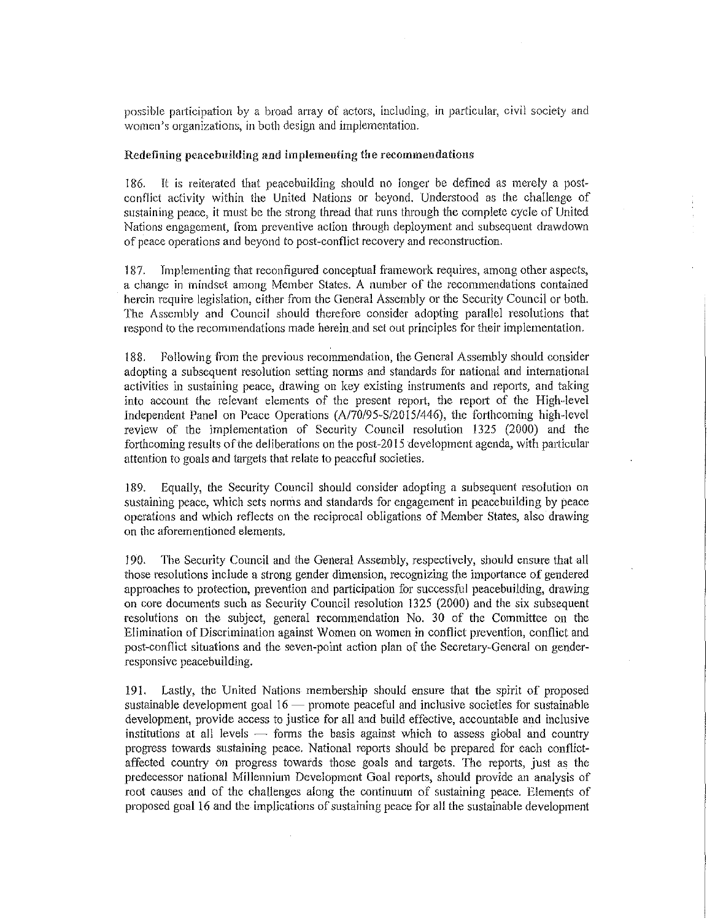possible participation by a broad array of actors, including, in particular, civil society and women's organizations, in both design and implementation.

**Redefining peacebuilding and implementing the recommendations**

186. It is reiterated that peacebuilding should no longer be defined as merely a post-conflict activity within the United Nations or beyond. Understood as the challenge of sustaining peace, it must be the strong thread that runs through the complete cycle of United Nations engagement, from preventive action through deployment and subsequent drawdown of peace operations and beyond to post-conflict recovery and reconstruction.

187. Implementing that reconfigured conceptual framework requires, among other aspects, a change in mindset among Member States. A number of the recommendations contained herein require legislation, either from the General Assembly or the Security Council or both. The Assembly and Council should therefore consider adopting parallel resolutions that respond to the recommendations made herein and set out principles for their implementation.

188. Following from the previous recommendation, the General Assembly should consider adopting a subsequent resolution setting norms and standards for national and international activities in sustaining peace, drawing on key existing instruments and reports, and taking into account the relevant elements of the present report, the report of the High-level Independent Panel on Peace Operations (A/70/95-S/2015/446), the forthcoming high-level review of the implementation of Security Council resolution 1325 (2000) and the forthcoming results of the deliberations on the post-2015 development agenda, with particular attention to goals and targets that relate to peaceful societies.

189. Equally, the Security Council should consider adopting a subsequent resolution on sustaining peace, which sets norms and standards for engagement in peacebuilding by peace operations and which reflects on the reciprocal obligations of Member States, also drawing on the aforementioned elements.

190. The Security Council and the General Assembly, respectively, should ensure that all those resolutions include a strong gender dimension, recognizing the importance of gendered approaches to protection, prevention and participation for successful peacebuilding, drawing on core documents such as Security Council resolution 1325 (2000) and the six subsequent resolutions on the subject, general recommendation No. 30 of the Committee on the Elimination of Discrimination against Women on women in conflict prevention, conflict and post-conflict situations and the seven-point action plan of the Secretary-General on gender-responsive peacebuilding.

191. Lastly, the United Nations membership should ensure that the spirit of proposed sustainable development goal 16 — promote peaceful and inclusive societies for sustainable development, provide access to justice for all and build effective, accountable and inclusive institutions at all levels — forms the basis against which to assess global and country progress towards sustaining peace. National reports should be prepared for each conflict-affected country on progress towards those goals and targets. The reports, just as the predecessor national Millennium Development Goal reports, should provide an analysis of root causes and of the challenges along the continuum of sustaining peace. Elements of proposed goal 16 and the implications of sustaining peace for all the sustainable development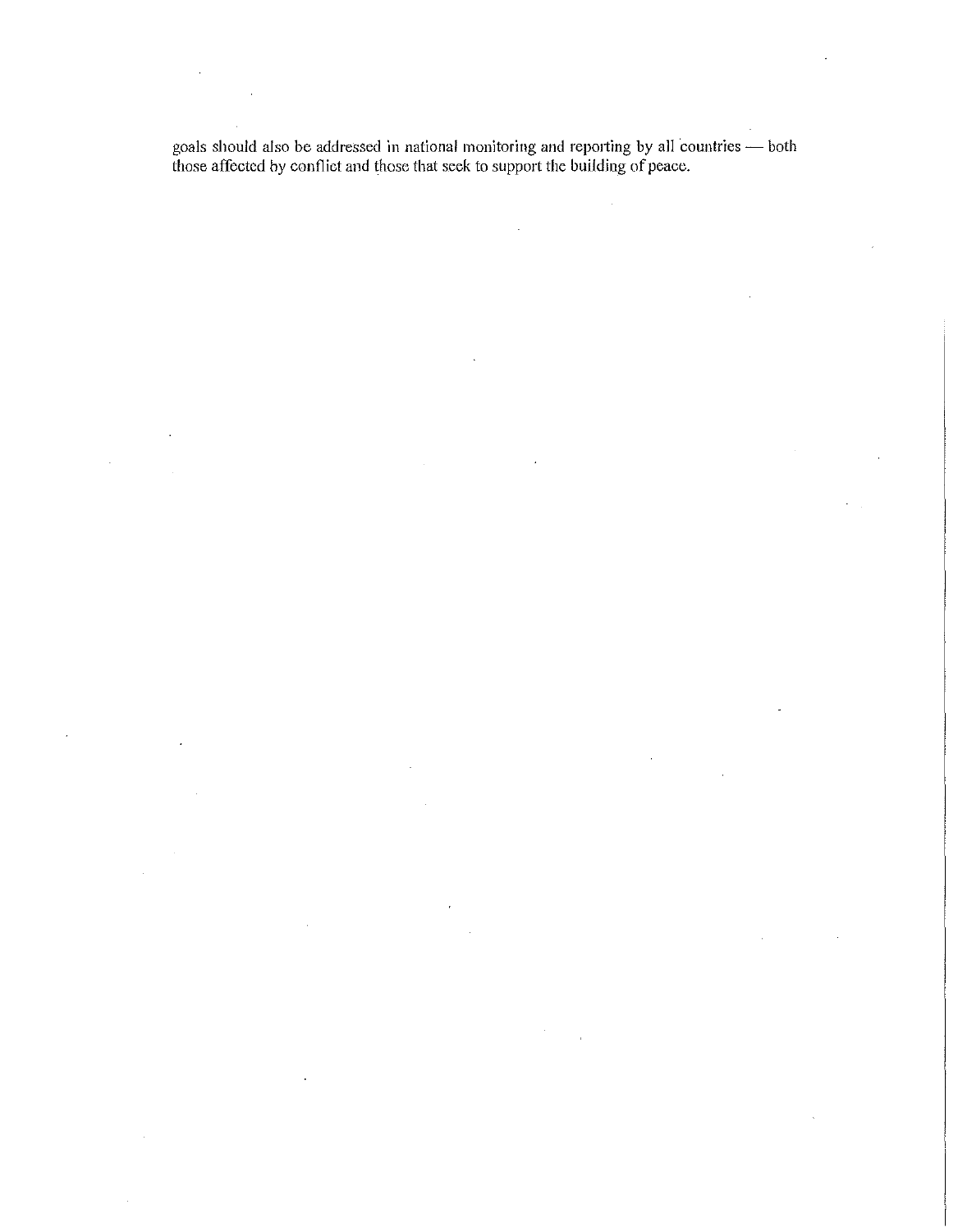goals should also be addressed in national monitoring and reporting by all countries — both those affected by conflict and those that seek to support the building of peace.